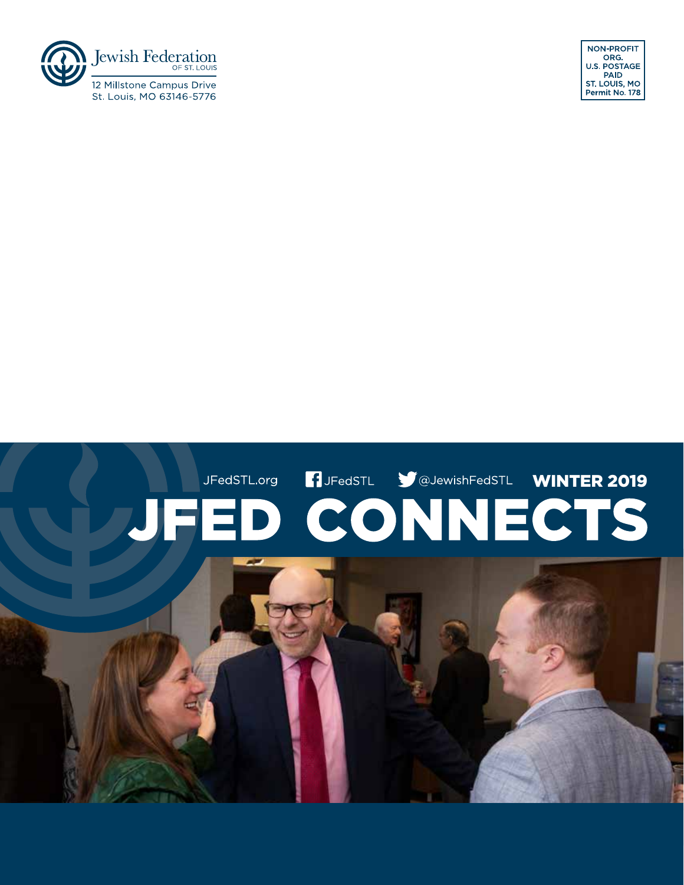Jewish Federation
OF ST. LOUIS

12 Millstone Campus Drive
St. Louis, MO 63146-5776

NON-PROFIT ORG.
U.S. POSTAGE PAID
ST. LOUIS, MO
Permit No. 178

JFedSTL.org JFedSTL @JewishFedSTL **WINTER 2019**

# JFED CONNECTS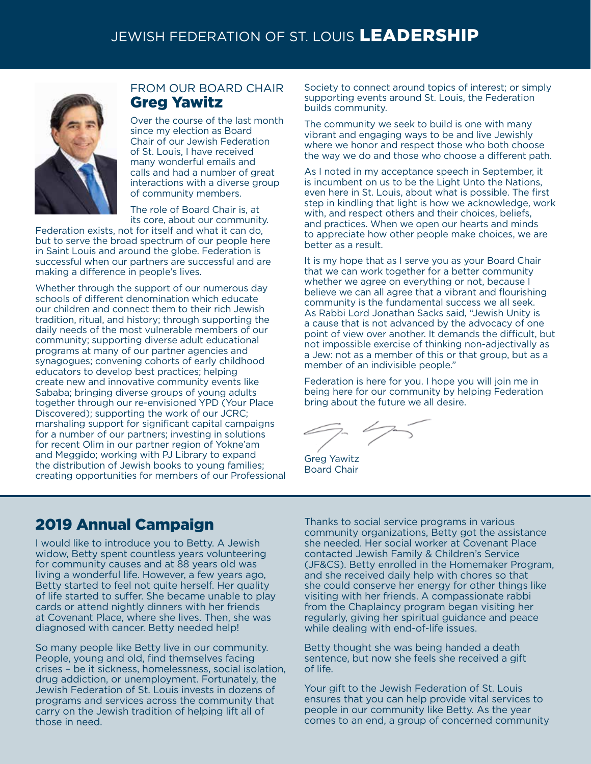# JEWISH FEDERATION OF ST. LOUIS LEADERSHIP

## FROM OUR BOARD CHAIR Greg Yawitz

Over the course of the last month since my election as Board Chair of our Jewish Federation of St. Louis, I have received many wonderful emails and calls and had a number of great interactions with a diverse group of community members.

The role of Board Chair is, at its core, about our community. Federation exists, not for itself and what it can do, but to serve the broad spectrum of our people here in Saint Louis and around the globe. Federation is successful when our partners are successful and are making a difference in people's lives.

Whether through the support of our numerous day schools of different denomination which educate our children and connect them to their rich Jewish tradition, ritual, and history; through supporting the daily needs of the most vulnerable members of our community; supporting diverse adult educational programs at many of our partner agencies and synagogues; convening cohorts of early childhood educators to develop best practices; helping create new and innovative community events like Sababa; bringing diverse groups of young adults together through our re-envisioned YPD (Your Place Discovered); supporting the work of our JCRC; marshaling support for significant capital campaigns for a number of our partners; investing in solutions for recent Olim in our partner region of Yokne'am and Meggido; working with PJ Library to expand the distribution of Jewish books to young families; creating opportunities for members of our Professional Society to connect around topics of interest; or simply supporting events around St. Louis, the Federation builds community.

The community we seek to build is one with many vibrant and engaging ways to be and live Jewishly where we honor and respect those who both choose the way we do and those who choose a different path.

As I noted in my acceptance speech in September, it is incumbent on us to be the Light Unto the Nations, even here in St. Louis, about what is possible. The first step in kindling that light is how we acknowledge, work with, and respect others and their choices, beliefs, and practices. When we open our hearts and minds to appreciate how other people make choices, we are better as a result.

It is my hope that as I serve you as your Board Chair that we can work together for a better community whether we agree on everything or not, because I believe we can all agree that a vibrant and flourishing community is the fundamental success we all seek. As Rabbi Lord Jonathan Sacks said, "Jewish Unity is a cause that is not advanced by the advocacy of one point of view over another. It demands the difficult, but not impossible exercise of thinking non-adjectivally as a Jew: not as a member of this or that group, but as a member of an indivisible people."

Federation is here for you. I hope you will join me in being here for our community by helping Federation bring about the future we all desire.

Greg Yawitz
Board Chair

## 2019 Annual Campaign

I would like to introduce you to Betty. A Jewish widow, Betty spent countless years volunteering for community causes and at 88 years old was living a wonderful life. However, a few years ago, Betty started to feel not quite herself. Her quality of life started to suffer. She became unable to play cards or attend nightly dinners with her friends at Covenant Place, where she lives. Then, she was diagnosed with cancer. Betty needed help!

So many people like Betty live in our community. People, young and old, find themselves facing crises – be it sickness, homelessness, social isolation, drug addiction, or unemployment. Fortunately, the Jewish Federation of St. Louis invests in dozens of programs and services across the community that carry on the Jewish tradition of helping lift all of those in need.

Thanks to social service programs in various community organizations, Betty got the assistance she needed. Her social worker at Covenant Place contacted Jewish Family & Children's Service (JF&CS). Betty enrolled in the Homemaker Program, and she received daily help with chores so that she could conserve her energy for other things like visiting with her friends. A compassionate rabbi from the Chaplaincy program began visiting her regularly, giving her spiritual guidance and peace while dealing with end-of-life issues.

Betty thought she was being handed a death sentence, but now she feels she received a gift of life.

Your gift to the Jewish Federation of St. Louis ensures that you can help provide vital services to people in our community like Betty. As the year comes to an end, a group of concerned community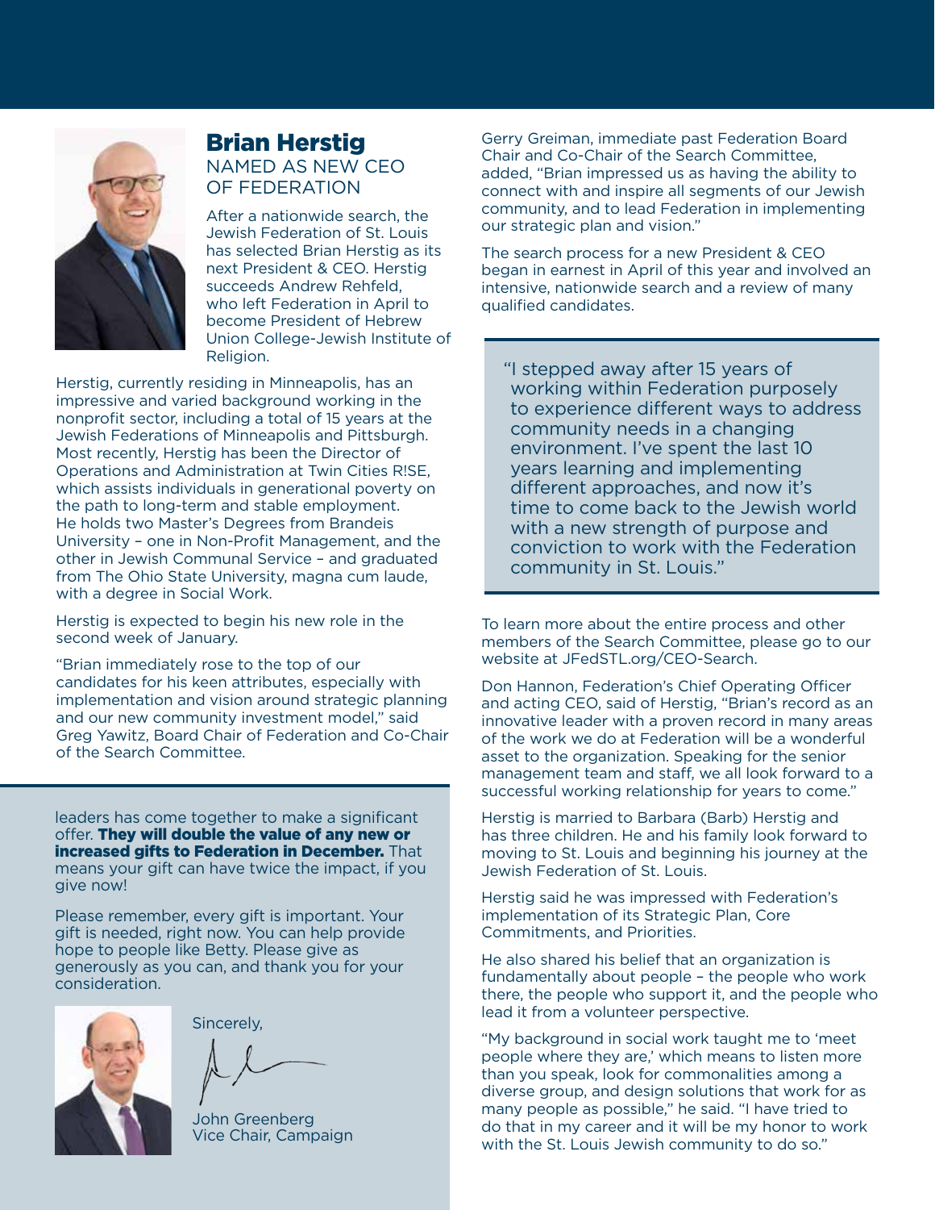## Brian Herstig

### NAMED AS NEW CEO OF FEDERATION

After a nationwide search, the Jewish Federation of St. Louis has selected Brian Herstig as its next President & CEO. Herstig succeeds Andrew Rehfeld, who left Federation in April to become President of Hebrew Union College-Jewish Institute of Religion.

Herstig, currently residing in Minneapolis, has an impressive and varied background working in the nonprofit sector, including a total of 15 years at the Jewish Federations of Minneapolis and Pittsburgh. Most recently, Herstig has been the Director of Operations and Administration at Twin Cities R!SE, which assists individuals in generational poverty on the path to long-term and stable employment. He holds two Master's Degrees from Brandeis University – one in Non-Profit Management, and the other in Jewish Communal Service – and graduated from The Ohio State University, magna cum laude, with a degree in Social Work.

Herstig is expected to begin his new role in the second week of January.

"Brian immediately rose to the top of our candidates for his keen attributes, especially with implementation and vision around strategic planning and our new community investment model," said Greg Yawitz, Board Chair of Federation and Co-Chair of the Search Committee.

Gerry Greiman, immediate past Federation Board Chair and Co-Chair of the Search Committee, added, "Brian impressed us as having the ability to connect with and inspire all segments of our Jewish community, and to lead Federation in implementing our strategic plan and vision."

The search process for a new President & CEO began in earnest in April of this year and involved an intensive, nationwide search and a review of many qualified candidates.

> "I stepped away after 15 years of working within Federation purposely to experience different ways to address community needs in a changing environment. I've spent the last 10 years learning and implementing different approaches, and now it's time to come back to the Jewish world with a new strength of purpose and conviction to work with the Federation community in St. Louis."

To learn more about the entire process and other members of the Search Committee, please go to our website at JFedSTL.org/CEO-Search.

Don Hannon, Federation's Chief Operating Officer and acting CEO, said of Herstig, "Brian's record as an innovative leader with a proven record in many areas of the work we do at Federation will be a wonderful asset to the organization. Speaking for the senior management team and staff, we all look forward to a successful working relationship for years to come."

Herstig is married to Barbara (Barb) Herstig and has three children. He and his family look forward to moving to St. Louis and beginning his journey at the Jewish Federation of St. Louis.

Herstig said he was impressed with Federation's implementation of its Strategic Plan, Core Commitments, and Priorities.

He also shared his belief that an organization is fundamentally about people – the people who work there, the people who support it, and the people who lead it from a volunteer perspective.

"My background in social work taught me to 'meet people where they are,' which means to listen more than you speak, look for commonalities among a diverse group, and design solutions that work for as many people as possible," he said. "I have tried to do that in my career and it will be my honor to work with the St. Louis Jewish community to do so."

---

leaders has come together to make a significant offer. **They will double the value of any new or increased gifts to Federation in December.** That means your gift can have twice the impact, if you give now!

Please remember, every gift is important. Your gift is needed, right now. You can help provide hope to people like Betty. Please give as generously as you can, and thank you for your consideration.

Sincerely,

John Greenberg
Vice Chair, Campaign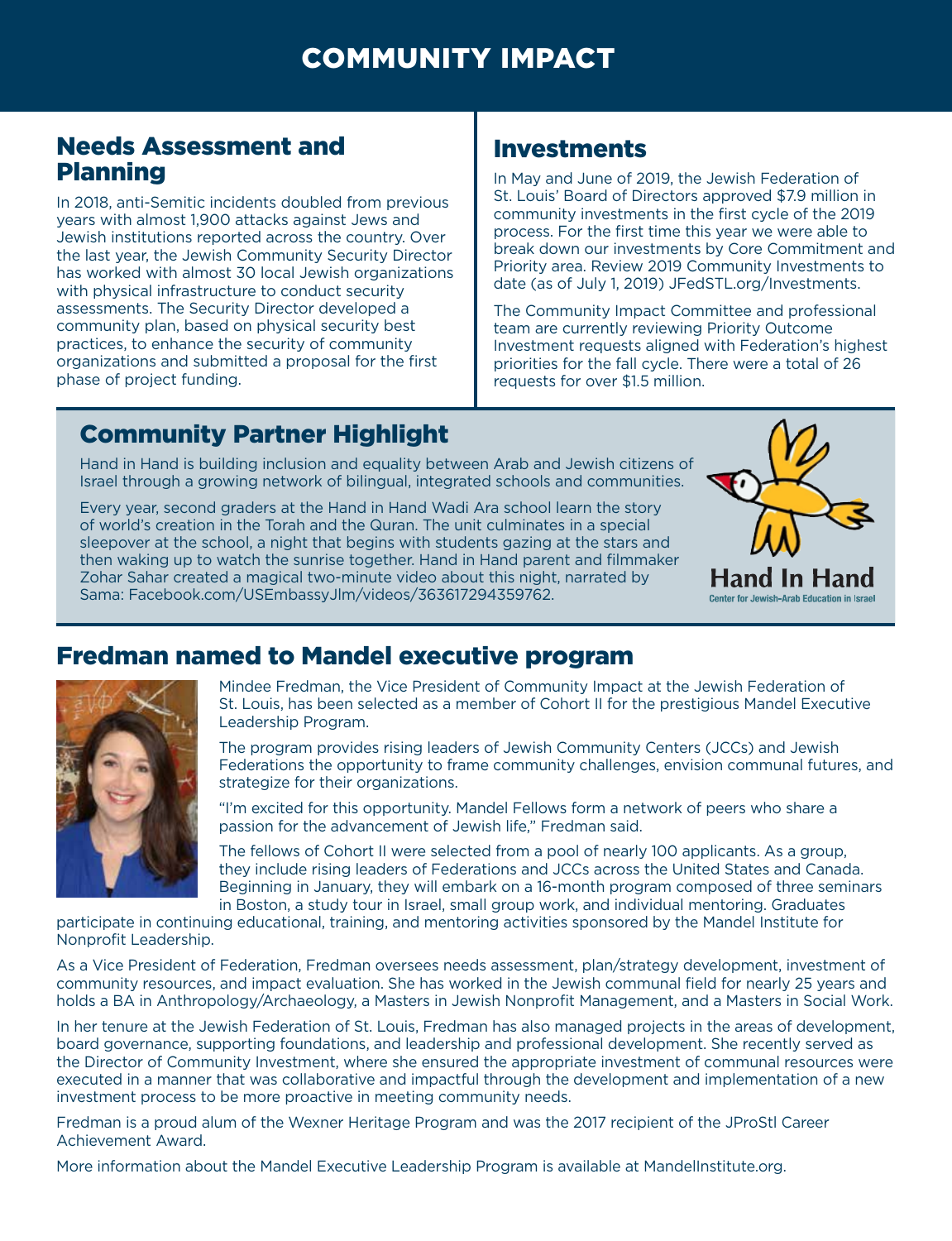# COMMUNITY IMPACT

## Needs Assessment and Planning

In 2018, anti-Semitic incidents doubled from previous years with almost 1,900 attacks against Jews and Jewish institutions reported across the country. Over the last year, the Jewish Community Security Director has worked with almost 30 local Jewish organizations with physical infrastructure to conduct security assessments. The Security Director developed a community plan, based on physical security best practices, to enhance the security of community organizations and submitted a proposal for the first phase of project funding.

## Investments

In May and June of 2019, the Jewish Federation of St. Louis' Board of Directors approved $7.9 million in community investments in the first cycle of the 2019 process. For the first time this year we were able to break down our investments by Core Commitment and Priority area. Review 2019 Community Investments to date (as of July 1, 2019) JFedSTL.org/Investments.

The Community Impact Committee and professional team are currently reviewing Priority Outcome Investment requests aligned with Federation's highest priorities for the fall cycle. There were a total of 26 requests for over $1.5 million.

## Community Partner Highlight

Hand in Hand is building inclusion and equality between Arab and Jewish citizens of Israel through a growing network of bilingual, integrated schools and communities.

Every year, second graders at the Hand in Hand Wadi Ara school learn the story of world's creation in the Torah and the Quran. The unit culminates in a special sleepover at the school, a night that begins with students gazing at the stars and then waking up to watch the sunrise together. Hand in Hand parent and filmmaker Zohar Sahar created a magical two-minute video about this night, narrated by Sama: Facebook.com/USEmbassyJlm/videos/363617294359762.

Hand In Hand
Center for Jewish-Arab Education in Israel

## Fredman named to Mandel executive program

Mindee Fredman, the Vice President of Community Impact at the Jewish Federation of St. Louis, has been selected as a member of Cohort II for the prestigious Mandel Executive Leadership Program.

The program provides rising leaders of Jewish Community Centers (JCCs) and Jewish Federations the opportunity to frame community challenges, envision communal futures, and strategize for their organizations.

"I'm excited for this opportunity. Mandel Fellows form a network of peers who share a passion for the advancement of Jewish life," Fredman said.

The fellows of Cohort II were selected from a pool of nearly 100 applicants. As a group, they include rising leaders of Federations and JCCs across the United States and Canada. Beginning in January, they will embark on a 16-month program composed of three seminars in Boston, a study tour in Israel, small group work, and individual mentoring. Graduates participate in continuing educational, training, and mentoring activities sponsored by the Mandel Institute for Nonprofit Leadership.

As a Vice President of Federation, Fredman oversees needs assessment, plan/strategy development, investment of community resources, and impact evaluation. She has worked in the Jewish communal field for nearly 25 years and holds a BA in Anthropology/Archaeology, a Masters in Jewish Nonprofit Management, and a Masters in Social Work.

In her tenure at the Jewish Federation of St. Louis, Fredman has also managed projects in the areas of development, board governance, supporting foundations, and leadership and professional development. She recently served as the Director of Community Investment, where she ensured the appropriate investment of communal resources were executed in a manner that was collaborative and impactful through the development and implementation of a new investment process to be more proactive in meeting community needs.

Fredman is a proud alum of the Wexner Heritage Program and was the 2017 recipient of the JProStl Career Achievement Award.

More information about the Mandel Executive Leadership Program is available at MandelInstitute.org.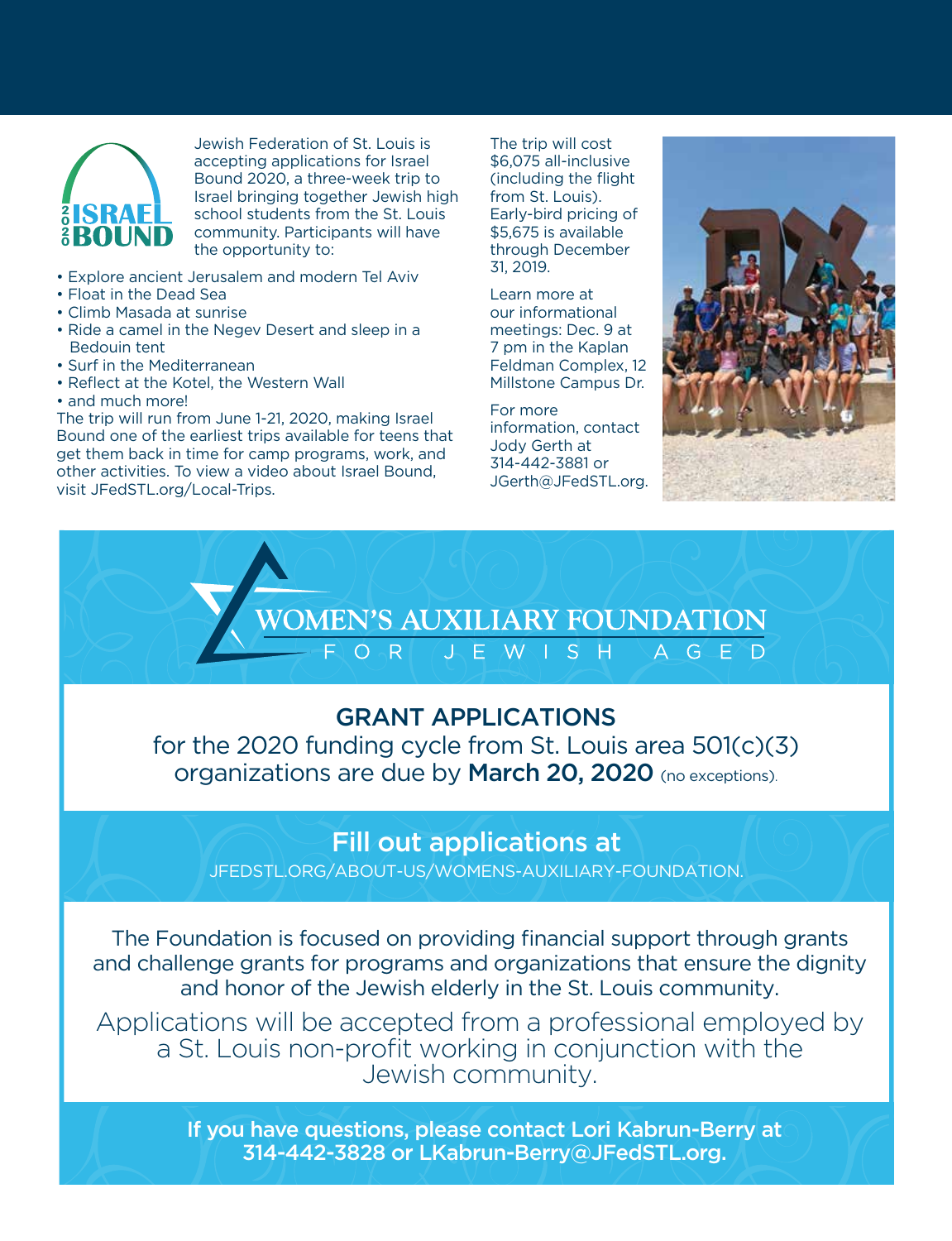# 2020 ISRAEL BOUND

Jewish Federation of St. Louis is accepting applications for Israel Bound 2020, a three-week trip to Israel bringing together Jewish high school students from the St. Louis community. Participants will have the opportunity to:

- Explore ancient Jerusalem and modern Tel Aviv
- Float in the Dead Sea
- Climb Masada at sunrise
- Ride a camel in the Negev Desert and sleep in a Bedouin tent
- Surf in the Mediterranean
- Reflect at the Kotel, the Western Wall
- and much more!

The trip will run from June 1-21, 2020, making Israel Bound one of the earliest trips available for teens that get them back in time for camp programs, work, and other activities. To view a video about Israel Bound, visit JFedSTL.org/Local-Trips.

The trip will cost $6,075 all-inclusive (including the flight from St. Louis). Early-bird pricing of $5,675 is available through December 31, 2019.

Learn more at our informational meetings: Dec. 9 at 7 pm in the Kaplan Feldman Complex, 12 Millstone Campus Dr.

For more information, contact Jody Gerth at 314-442-3881 or JGerth@JFedSTL.org.

# WOMEN'S AUXILIARY FOUNDATION FOR JEWISH AGED

## GRANT APPLICATIONS

for the 2020 funding cycle from St. Louis area 501(c)(3) organizations are due by **March 20, 2020** (no exceptions).

## Fill out applications at

JFEDSTL.ORG/ABOUT-US/WOMENS-AUXILIARY-FOUNDATION.

The Foundation is focused on providing financial support through grants and challenge grants for programs and organizations that ensure the dignity and honor of the Jewish elderly in the St. Louis community.

Applications will be accepted from a professional employed by a St. Louis non-profit working in conjunction with the Jewish community.

**If you have questions, please contact Lori Kabrun-Berry at 314-442-3828 or LKabrun-Berry@JFedSTL.org.**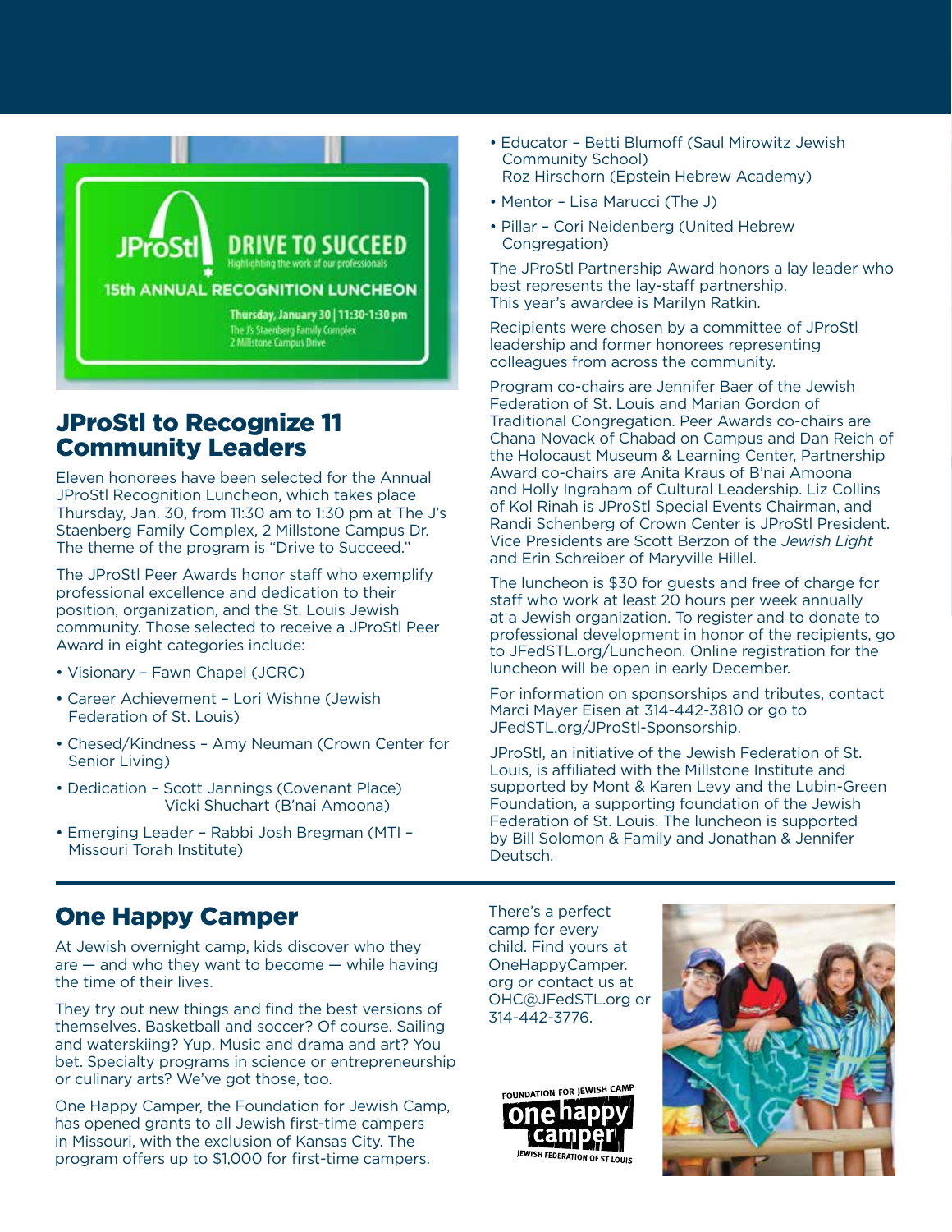## JProStl to Recognize 11 Community Leaders

Eleven honorees have been selected for the Annual JProStl Recognition Luncheon, which takes place Thursday, Jan. 30, from 11:30 am to 1:30 pm at The J's Staenberg Family Complex, 2 Millstone Campus Dr. The theme of the program is "Drive to Succeed."

The JProStl Peer Awards honor staff who exemplify professional excellence and dedication to their position, organization, and the St. Louis Jewish community. Those selected to receive a JProStl Peer Award in eight categories include:

- Visionary – Fawn Chapel (JCRC)
- Career Achievement – Lori Wishne (Jewish Federation of St. Louis)
- Chesed/Kindness – Amy Neuman (Crown Center for Senior Living)
- Dedication – Scott Jannings (Covenant Place) Vicki Shuchart (B'nai Amoona)
- Emerging Leader – Rabbi Josh Bregman (MTI – Missouri Torah Institute)
- Educator – Betti Blumoff (Saul Mirowitz Jewish Community School) Roz Hirschorn (Epstein Hebrew Academy)
- Mentor – Lisa Marucci (The J)
- Pillar – Cori Neidenberg (United Hebrew Congregation)

The JProStl Partnership Award honors a lay leader who best represents the lay-staff partnership. This year's awardee is Marilyn Ratkin.

Recipients were chosen by a committee of JProStl leadership and former honorees representing colleagues from across the community.

Program co-chairs are Jennifer Baer of the Jewish Federation of St. Louis and Marian Gordon of Traditional Congregation. Peer Awards co-chairs are Chana Novack of Chabad on Campus and Dan Reich of the Holocaust Museum & Learning Center, Partnership Award co-chairs are Anita Kraus of B'nai Amoona and Holly Ingraham of Cultural Leadership. Liz Collins of Kol Rinah is JProStl Special Events Chairman, and Randi Schenberg of Crown Center is JProStl President. Vice Presidents are Scott Berzon of the *Jewish Light* and Erin Schreiber of Maryville Hillel.

The luncheon is $30 for guests and free of charge for staff who work at least 20 hours per week annually at a Jewish organization. To register and to donate to professional development in honor of the recipients, go to JFedSTL.org/Luncheon. Online registration for the luncheon will be open in early December.

For information on sponsorships and tributes, contact Marci Mayer Eisen at 314-442-3810 or go to JFedSTL.org/JProStl-Sponsorship.

JProStl, an initiative of the Jewish Federation of St. Louis, is affiliated with the Millstone Institute and supported by Mont & Karen Levy and the Lubin-Green Foundation, a supporting foundation of the Jewish Federation of St. Louis. The luncheon is supported by Bill Solomon & Family and Jonathan & Jennifer Deutsch.

## One Happy Camper

At Jewish overnight camp, kids discover who they are — and who they want to become — while having the time of their lives.

They try out new things and find the best versions of themselves. Basketball and soccer? Of course. Sailing and waterskiing? Yup. Music and drama and art? You bet. Specialty programs in science or entrepreneurship or culinary arts? We've got those, too.

One Happy Camper, the Foundation for Jewish Camp, has opened grants to all Jewish first-time campers in Missouri, with the exclusion of Kansas City. The program offers up to $1,000 for first-time campers.

There's a perfect camp for every child. Find yours at OneHappyCamper.org or contact us at OHC@JFedSTL.org or 314-442-3776.